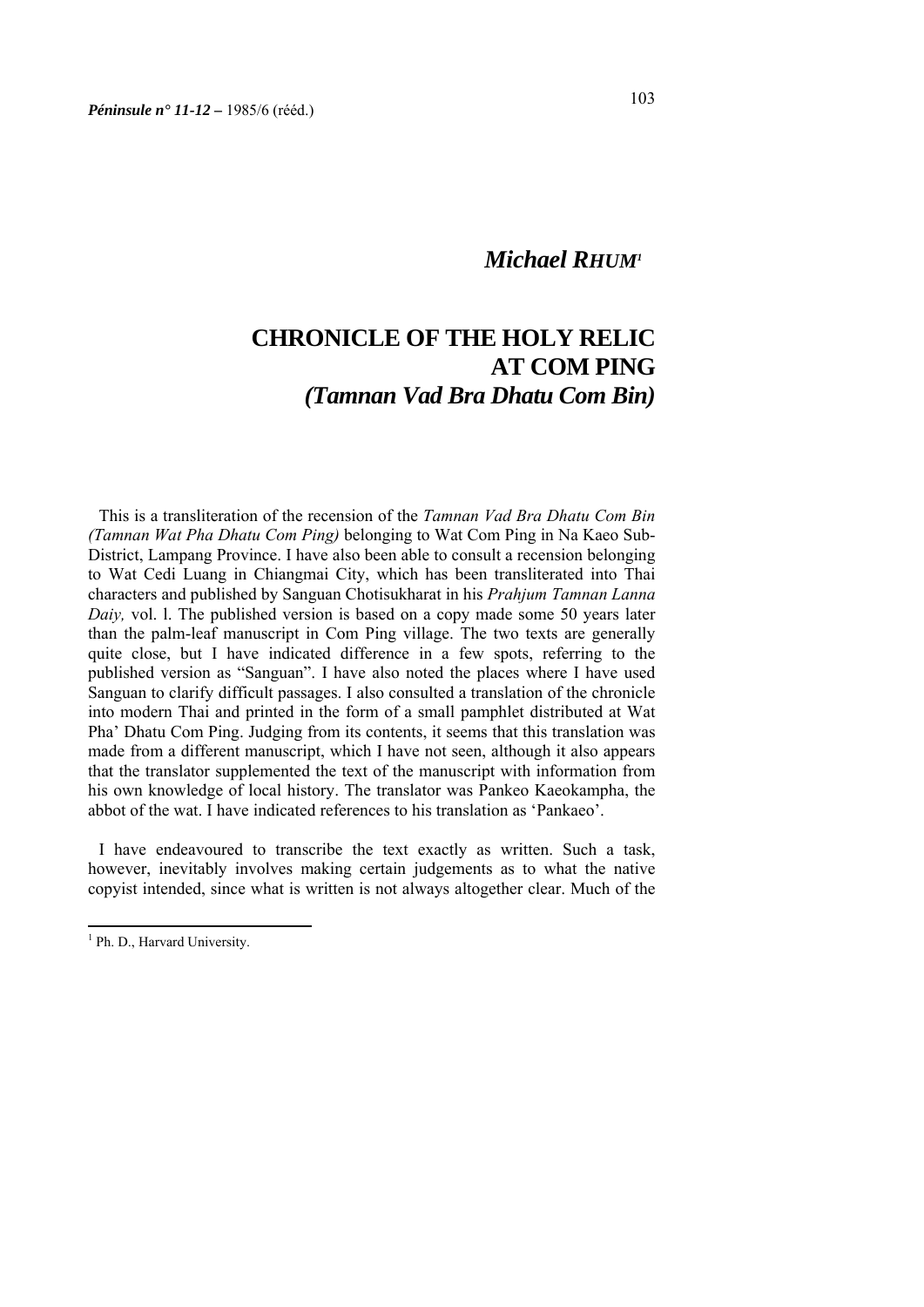*Michael RHUM*[1]

# CHRONICLE OF THE HOLY RELIC AT COM PING
## *(Tamnan Vad Bra Dhatu Com Bin)*

This is a transliteration of the recension of the *Tamnan Vad Bra Dhatu Com Bin (Tamnan Wat Pha Dhatu Com Ping)* belonging to Wat Com Ping in Na Kaeo Sub-District, Lampang Province. I have also been able to consult a recension belonging to Wat Cedi Luang in Chiangmai City, which has been transliterated into Thai characters and published by Sanguan Chotisukharat in his *Prahjum Tamnan Lanna Daiy,* vol. l. The published version is based on a copy made some 50 years later than the palm-leaf manuscript in Com Ping village. The two texts are generally quite close, but I have indicated difference in a few spots, referring to the published version as "Sanguan". I have also noted the places where I have used Sanguan to clarify difficult passages. I also consulted a translation of the chronicle into modern Thai and printed in the form of a small pamphlet distributed at Wat Pha' Dhatu Com Ping. Judging from its contents, it seems that this translation was made from a different manuscript, which I have not seen, although it also appears that the translator supplemented the text of the manuscript with information from his own knowledge of local history. The translator was Pankeo Kaeokampha, the abbot of the wat. I have indicated references to his translation as 'Pankaeo'.

I have endeavoured to transcribe the text exactly as written. Such a task, however, inevitably involves making certain judgements as to what the native copyist intended, since what is written is not always altogether clear. Much of the

[1] Ph. D., Harvard University.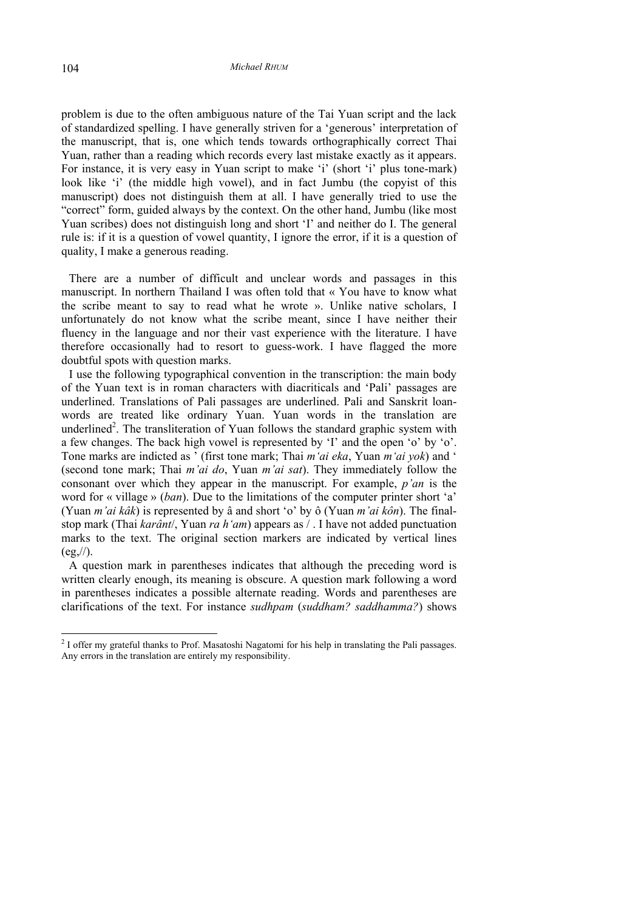problem is due to the often ambiguous nature of the Tai Yuan script and the lack of standardized spelling. I have generally striven for a 'generous' interpretation of the manuscript, that is, one which tends towards orthographically correct Thai Yuan, rather than a reading which records every last mistake exactly as it appears. For instance, it is very easy in Yuan script to make 'i' (short 'i' plus tone-mark) look like 'i' (the middle high vowel), and in fact Jumbu (the copyist of this manuscript) does not distinguish them at all. I have generally tried to use the "correct" form, guided always by the context. On the other hand, Jumbu (like most Yuan scribes) does not distinguish long and short 'I' and neither do I. The general rule is: if it is a question of vowel quantity, I ignore the error, if it is a question of quality, I make a generous reading.

There are a number of difficult and unclear words and passages in this manuscript. In northern Thailand I was often told that « You have to know what the scribe meant to say to read what he wrote ». Unlike native scholars, I unfortunately do not know what the scribe meant, since I have neither their fluency in the language and nor their vast experience with the literature. I have therefore occasionally had to resort to guess-work. I have flagged the more doubtful spots with question marks.

I use the following typographical convention in the transcription: the main body of the Yuan text is in roman characters with diacriticals and 'Pali' passages are underlined. Translations of Pali passages are underlined. Pali and Sanskrit loan-words are treated like ordinary Yuan. Yuan words in the translation are underlined[2]. The transliteration of Yuan follows the standard graphic system with a few changes. The back high vowel is represented by 'I' and the open 'o' by 'o'. Tone marks are indicted as ' (first tone mark; Thai *m'ai eka*, Yuan *m'ai yok*) and ' (second tone mark; Thai *m'ai do*, Yuan *m'ai sat*). They immediately follow the consonant over which they appear in the manuscript. For example, *p'an* is the word for « village » (*ban*). Due to the limitations of the computer printer short 'a' (Yuan *m'ai kâk*) is represented by â and short 'o' by ô (Yuan *m'ai kôn*). The final-stop mark (Thai *karânt*/, Yuan *ra h'am*) appears as / . I have not added punctuation marks to the text. The original section markers are indicated by vertical lines (eg,//).

A question mark in parentheses indicates that although the preceding word is written clearly enough, its meaning is obscure. A question mark following a word in parentheses indicates a possible alternate reading. Words and parentheses are clarifications of the text. For instance *sudhpam* (*suddham? saddhamma?*) shows

[2] I offer my grateful thanks to Prof. Masatoshi Nagatomi for his help in translating the Pali passages. Any errors in the translation are entirely my responsibility.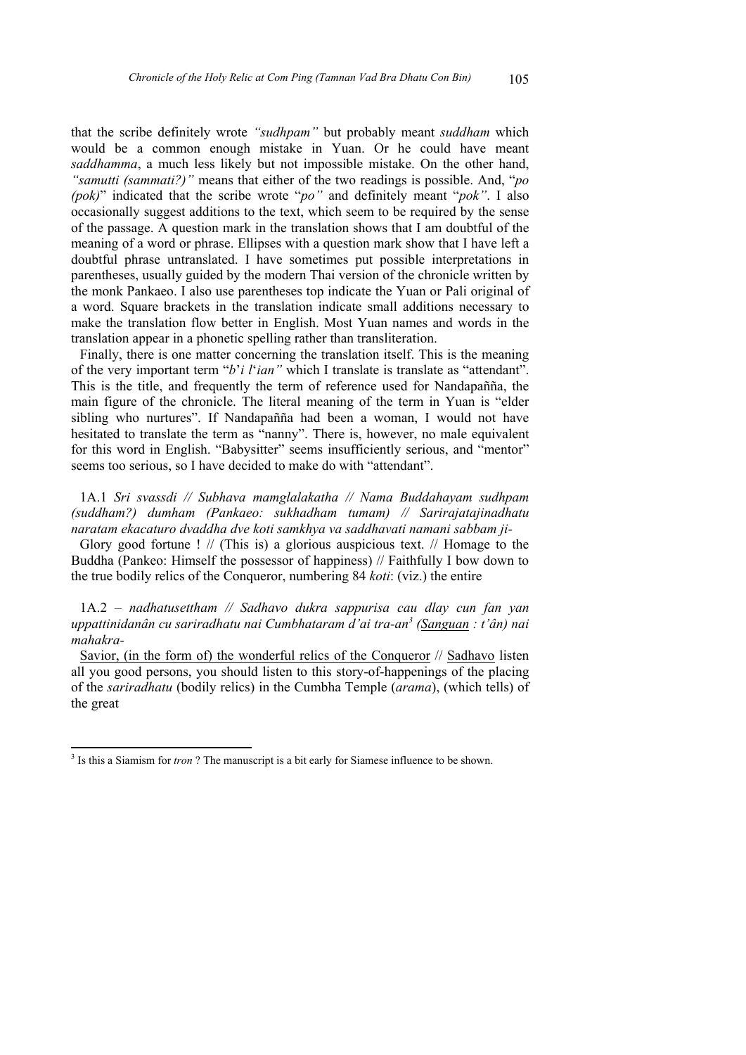that the scribe definitely wrote *"sudhpam"* but probably meant *suddham* which would be a common enough mistake in Yuan. Or he could have meant *saddhamma*, a much less likely but not impossible mistake. On the other hand, *"samutti (sammati?)"* means that either of the two readings is possible. And, "*po (pok)*" indicated that the scribe wrote "*po"* and definitely meant "*pok"*. I also occasionally suggest additions to the text, which seem to be required by the sense of the passage. A question mark in the translation shows that I am doubtful of the meaning of a word or phrase. Ellipses with a question mark show that I have left a doubtful phrase untranslated. I have sometimes put possible interpretations in parentheses, usually guided by the modern Thai version of the chronicle written by the monk Pankaeo. I also use parentheses top indicate the Yuan or Pali original of a word. Square brackets in the translation indicate small additions necessary to make the translation flow better in English. Most Yuan names and words in the translation appear in a phonetic spelling rather than transliteration.

Finally, there is one matter concerning the translation itself. This is the meaning of the very important term "*b'i l'ian"* which I translate is translate as "attendant". This is the title, and frequently the term of reference used for Nandapañña, the main figure of the chronicle. The literal meaning of the term in Yuan is "elder sibling who nurtures". If Nandapañña had been a woman, I would not have hesitated to translate the term as "nanny". There is, however, no male equivalent for this word in English. "Babysitter" seems insufficiently serious, and "mentor" seems too serious, so I have decided to make do with "attendant".

1A.1 *Sri svassdi // Subhava mamglalakatha // Nama Buddahayam sudhpam (suddham?) dumham (Pankaeo: sukhadham tumam) // Sarirajatajinadhatu naratam ekacaturo dvaddha dve koti samkhya va saddhavati namani sabbam ji-*

Glory good fortune ! // (This is) a glorious auspicious text. // Homage to the Buddha (Pankeo: Himself the possessor of happiness) // Faithfully I bow down to the true bodily relics of the Conqueror, numbering 84 *koti*: (viz.) the entire

1A.2 – *nadhatusettham // Sadhavo dukra sappurisa cau dlay cun fan yan uppattinidanân cu sariradhatu nai Cumbhataram d'ai tra-an*[3] *(Sanguan : t'ân) nai mahakra-*

Savior, (in the form of) the wonderful relics of the Conqueror // Sadhavo listen all you good persons, you should listen to this story-of-happenings of the placing of the *sariradhatu* (bodily relics) in the Cumbha Temple (*arama*), (which tells) of the great

[3] Is this a Siamism for *tron* ? The manuscript is a bit early for Siamese influence to be shown.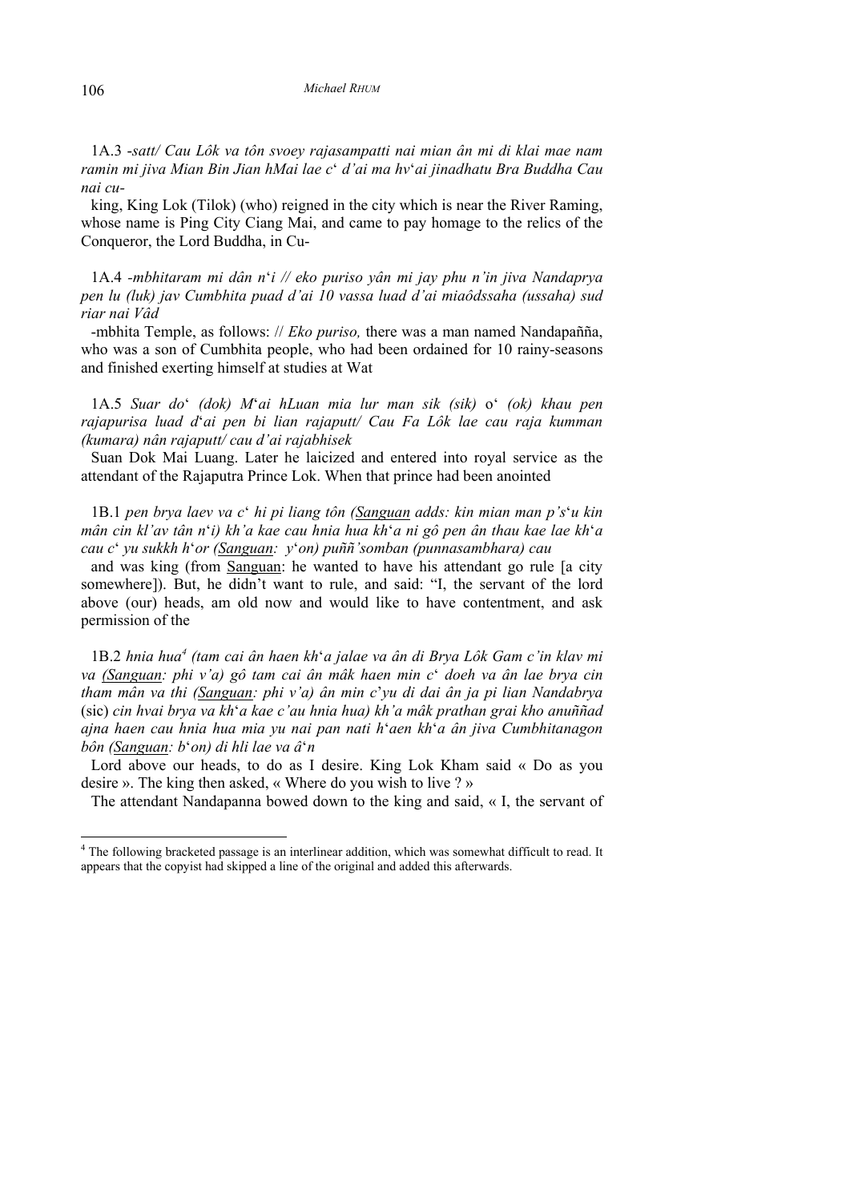1A.3 *-satt/ Cau Lôk va tôn svoey rajasampatti nai mian ân mi di klai mae nam ramin mi jiva Mian Bin Jian hMai lae c‛ d'ai ma hv‛ai jinadhatu Bra Buddha Cau nai cu-*

king, King Lok (Tilok) (who) reigned in the city which is near the River Raming, whose name is Ping City Ciang Mai, and came to pay homage to the relics of the Conqueror, the Lord Buddha, in Cu-

1A.4 *-mbhitaram mi dân n‛i // eko puriso yân mi jay phu n'in jiva Nandaprya pen lu (luk) jav Cumbhita puad d'ai 10 vassa luad d'ai miaôdssaha (ussaha) sud riar nai Vâd*

-mbhita Temple, as follows: // *Eko puriso,* there was a man named Nandapañña, who was a son of Cumbhita people, who had been ordained for 10 rainy-seasons and finished exerting himself at studies at Wat

1A.5 *Suar do‛ (dok) M‛ai hLuan mia lur man sik (sik)* o‛ *(ok) khau pen rajapurisa luad d‛ai pen bi lian rajaputt/ Cau Fa Lôk lae cau raja kumman (kumara) nân rajaputt/ cau d'ai rajabhisek*

Suan Dok Mai Luang. Later he laicized and entered into royal service as the attendant of the Rajaputra Prince Lok. When that prince had been anointed

1B.1 *pen brya laev va c‛ hi pi liang tôn (<u>Sanguan</u> adds: kin mian man p's‛u kin mân cin kl'av tân n‛i) kh'a kae cau hnia hua kh‛a ni gô pen ân thau kae lae kh‛a cau c‛ yu sukkh h‛or (<u>Sanguan</u>: y‛on) puññ'somban (punnasambhara) cau*

and was king (from <u>Sanguan</u>: he wanted to have his attendant go rule [a city somewhere]). But, he didn't want to rule, and said: "I, the servant of the lord above (our) heads, am old now and would like to have contentment, and ask permission of the

1B.2 *hnia hua[4] (tam cai ân haen kh‛a jalae va ân di Brya Lôk Gam c'in klav mi va (<u>Sanguan</u>: phi v'a) gô tam cai ân mâk haen min c‛ doeh va ân lae brya cin tham mân va thi (<u>Sanguan</u>: phi v'a) ân min c'yu di dai ân ja pi lian Nandabrya* (sic) *cin hvai brya va kh‛a kae c'au hnia hua) kh'a mâk prathan grai kho anuññad ajna haen cau hnia hua mia yu nai pan nati h‛aen kh‛a ân jiva Cumbhitanagon bôn (<u>Sanguan</u>: b‛on) di hli lae va â‛n*

Lord above our heads, to do as I desire. King Lok Kham said « Do as you desire ». The king then asked, « Where do you wish to live ? »

The attendant Nandapanna bowed down to the king and said, « I, the servant of

---

[4] The following bracketed passage is an interlinear addition, which was somewhat difficult to read. It appears that the copyist had skipped a line of the original and added this afterwards.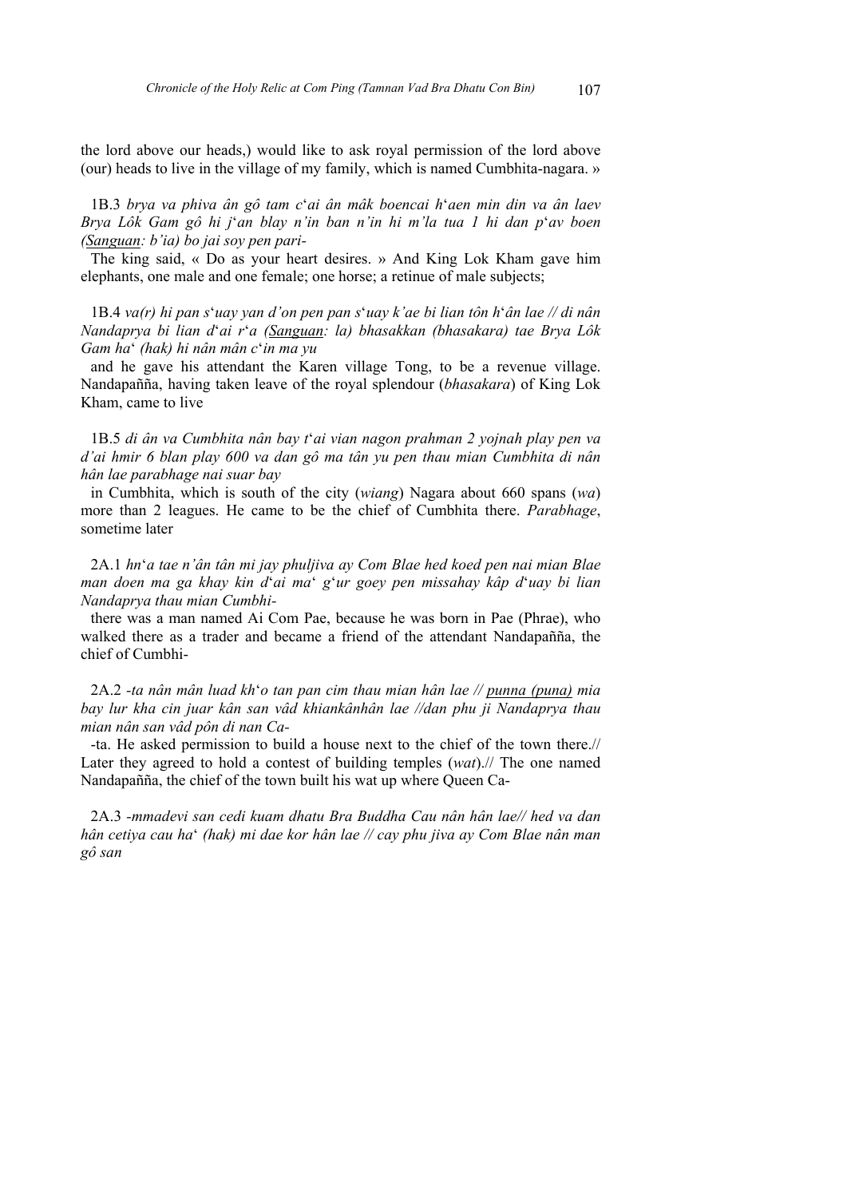the lord above our heads,) would like to ask royal permission of the lord above (our) heads to live in the village of my family, which is named Cumbhita-nagara. »

1B.3 *brya va phiva ân gô tam c'ai ân mâk boencai h'aen min din va ân laev Brya Lôk Gam gô hi j'an blay n'in ban n'in hi m'la tua 1 hi dan p'av boen (Sanguan: b'ia) bo jai soy pen pari-*

The king said, « Do as your heart desires. » And King Lok Kham gave him elephants, one male and one female; one horse; a retinue of male subjects;

1B.4 *va(r) hi pan s'uay yan d'on pen pan s'uay k'ae bi lian tôn h'ân lae // di nân Nandaprya bi lian d'ai r'a (Sanguan: la) bhasakkan (bhasakara) tae Brya Lôk Gam ha' (hak) hi nân mân c'in ma yu*

and he gave his attendant the Karen village Tong, to be a revenue village. Nandapañña, having taken leave of the royal splendour (*bhasakara*) of King Lok Kham, came to live

1B.5 *di ân va Cumbhita nân bay t'ai vian nagon prahman 2 yojnah play pen va d'ai hmir 6 blan play 600 va dan gô ma tân yu pen thau mian Cumbhita di nân hân lae parabhage nai suar bay*

in Cumbhita, which is south of the city (*wiang*) Nagara about 660 spans (*wa*) more than 2 leagues. He came to be the chief of Cumbhita there. *Parabhage*, sometime later

2A.1 *hn'a tae n'ân tân mi jay phuljiva ay Com Blae hed koed pen nai mian Blae man doen ma ga khay kin d'ai ma' g'ur goey pen missahay kâp d'uay bi lian Nandaprya thau mian Cumbhi-*

there was a man named Ai Com Pae, because he was born in Pae (Phrae), who walked there as a trader and became a friend of the attendant Nandapañña, the chief of Cumbhi-

2A.2 *-ta nân mân luad kh'o tan pan cim thau mian hân lae // punna (puna) mia bay lur kha cin juar kân san vâd khiankânhân lae //dan phu ji Nandaprya thau mian nân san vâd pôn di nan Ca-*

-ta. He asked permission to build a house next to the chief of the town there.// Later they agreed to hold a contest of building temples (*wat*).// The one named Nandapañña, the chief of the town built his wat up where Queen Ca-

2A.3 *-mmadevi san cedi kuam dhatu Bra Buddha Cau nân hân lae// hed va dan hân cetiya cau ha' (hak) mi dae kor hân lae // cay phu jiva ay Com Blae nân man gô san*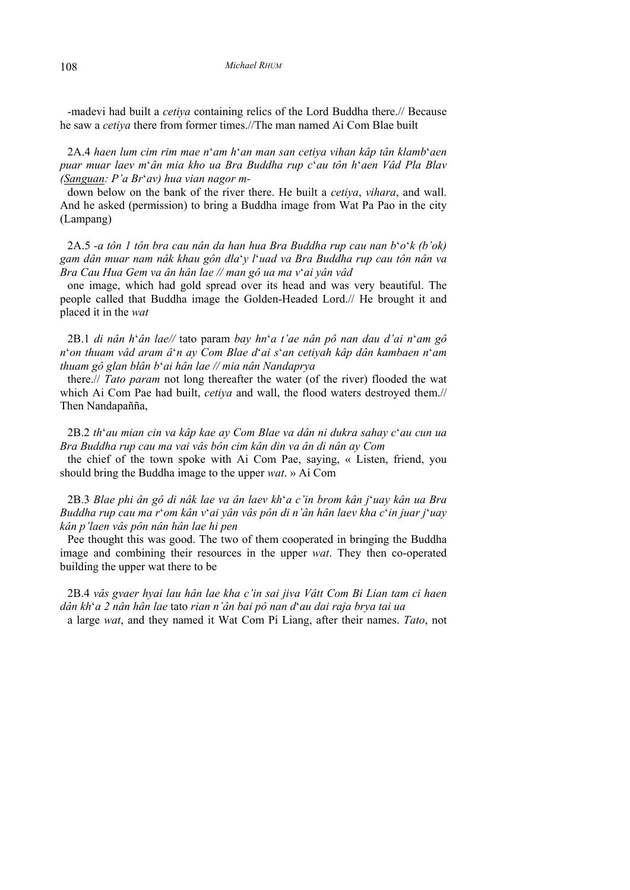-madevi had built a *cetiya* containing relics of the Lord Buddha there.// Because he saw a *cetiya* there from former times.//The man named Ai Com Blae built

2A.4 *haen lum cim rim mae n*'*am h*'*an man san cetiya vihan kâp tân klamb*'*aen puar muar laev m*'*ân mia kho ua Bra Buddha rup c*'*au tôn h*'*aen Vâd Pla Blav (Sanguan: P'a Br*'*av) hua vian nagor m-*

down below on the bank of the river there. He built a *cetiya*, *vihara*, and wall. And he asked (permission) to bring a Buddha image from Wat Pa Pao in the city (Lampang)

2A.5 *-a tôn 1 tôn bra cau nân da han hua Bra Buddha rup cau nan b*'*o*'*k (b'ok) gam dân muar nam nâk khau gôn dla*'*y l*'*uad va Bra Buddha rup cau tôn nân va Bra Cau Hua Gem va ân hân lae // man gô ua ma v*'*ai yân vâd*

one image, which had gold spread over its head and was very beautiful. The people called that Buddha image the Golden-Headed Lord.// He brought it and placed it in the *wat*

2B.1 *di nân h*'*ân lae//* tato param *bay hn*'*a t'ae nân pô nan dau d'ai n*'*am gô n*'*on thuam vâd aram â*'*n ay Com Blae d*'*ai s*'*an cetiyah kâp dân kambaen n*'*am thuam gô glan blân b*'*ai hân lae // mia nân Nandaprya*

there.// *Tato param* not long thereafter the water (of the river) flooded the wat which Ai Com Pae had built, *cetiya* and wall, the flood waters destroyed them.// Then Nandapañña,

2B.2 *th*'*au mian cin va kâp kae ay Com Blae va dân ni dukra sahay c*'*au cun ua Bra Buddha rup cau ma vai vâs bôn cim kân din va ân di nân ay Com*

the chief of the town spoke with Ai Com Pae, saying, « Listen, friend, you should bring the Buddha image to the upper *wat*. » Ai Com

2B.3 *Blae phi ân gô di nâk lae va ân laev kh*'*a c'in brom kân j*'*uay kân ua Bra Buddha rup cau ma r*'*om kân v*'*ai yân vâs pôn di n'ân hân laev kha c*'*in juar j*'*uay kân p'laen vâs pôn nân hân lae hi pen*

Pee thought this was good. The two of them cooperated in bringing the Buddha image and combining their resources in the upper *wat*. They then co-operated building the upper wat there to be

2B.4 *vâs gvaer hyai lau hân lae kha c'in sai jiva Vâtt Com Bi Lian tam ci haen dân kh*'*a 2 nân hân lae* tato *rian n'ân bai pô nan d*'*au dai raja brya tai ua*

a large *wat*, and they named it Wat Com Pi Liang, after their names. *Tato*, not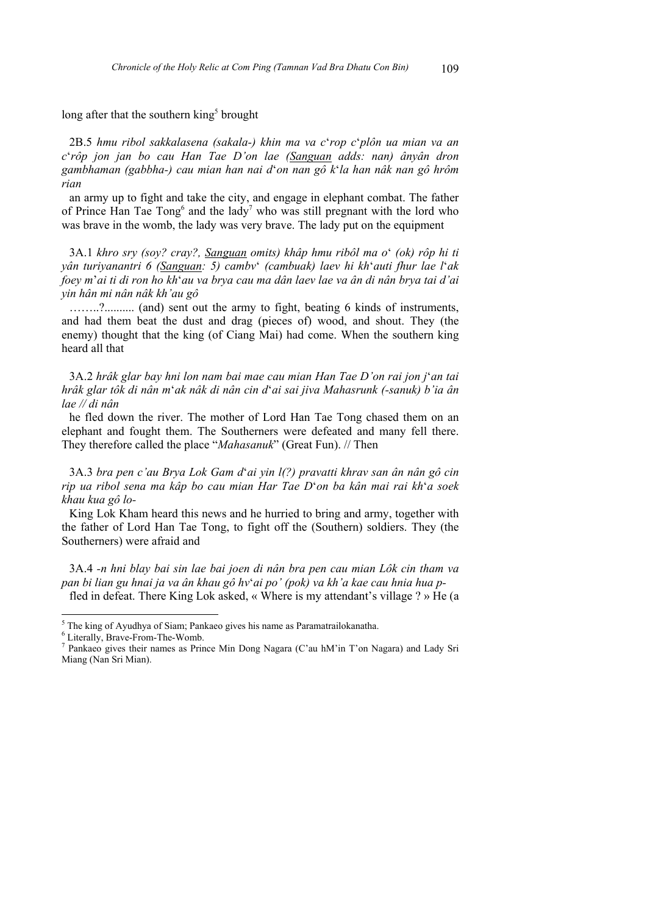long after that the southern king[5] brought

2B.5 *hmu ribol sakkalasena (sakala-) khin ma va c*'*rop c*'*plôn ua mian va an c*'*rôp jon jan bo cau Han Tae D'on lae (*<u>Sanguan</u> *adds: nan) ânyân dron gambhaman (gabbha-) cau mian han nai d*'*on nan gô k*'*la han nâk nan gô hrôm rian*

an army up to fight and take the city, and engage in elephant combat. The father of Prince Han Tae Tong[6] and the lady[7] who was still pregnant with the lord who was brave in the womb, the lady was very brave. The lady put on the equipment

3A.1 *khro sry (soy? cray?,* <u>Sanguan</u> *omits) khâp hmu ribôl ma o*' *(ok) rôp hi ti yân turiyanantri 6 (*<u>Sanguan</u>*: 5) cambv*' *(cambuak) laev hi kh*'*auti fhur lae l*'*ak foey m*'*ai ti di ron ho kh*'*au va brya cau ma dân laev lae va ân di nân brya tai d'ai yin hân mi nân nâk kh'au gô*

……..?.......... (and) sent out the army to fight, beating 6 kinds of instruments, and had them beat the dust and drag (pieces of) wood, and shout. They (the enemy) thought that the king (of Ciang Mai) had come. When the southern king heard all that

3A.2 *hrâk glar bay hni lon nam bai mae cau mian Han Tae D'on rai jon j*'*an tai hrâk glar tôk di nân m*'*ak nâk di nân cin d*'*ai sai jiva Mahasrunk (-sanuk) b'ia ân lae // di nân*

he fled down the river. The mother of Lord Han Tae Tong chased them on an elephant and fought them. The Southerners were defeated and many fell there. They therefore called the place "*Mahasanuk*" (Great Fun). // Then

3A.3 *bra pen c'au Brya Lok Gam d*'*ai yin l(?) pravatti khrav san ân nân gô cin rip ua ribol sena ma kâp bo cau mian Har Tae D*'*on ba kân mai rai kh*'*a soek khau kua gô lo-*

King Lok Kham heard this news and he hurried to bring and army, together with the father of Lord Han Tae Tong, to fight off the (Southern) soldiers. They (the Southerners) were afraid and

3A.4 *-n hni blay bai sin lae bai joen di nân bra pen cau mian Lôk cin tham va pan bi lian gu hnai ja va ân khau gô hv*'*ai po' (pok) va kh'a kae cau hnia hua p-*

fled in defeat. There King Lok asked, « Where is my attendant's village ? » He (a

---

[5] The king of Ayudhya of Siam; Pankaeo gives his name as Paramatrailokanatha.

[6] Literally, Brave-From-The-Womb.

[7] Pankaeo gives their names as Prince Min Dong Nagara (C'au hM'in T'on Nagara) and Lady Sri Miang (Nan Sri Mian).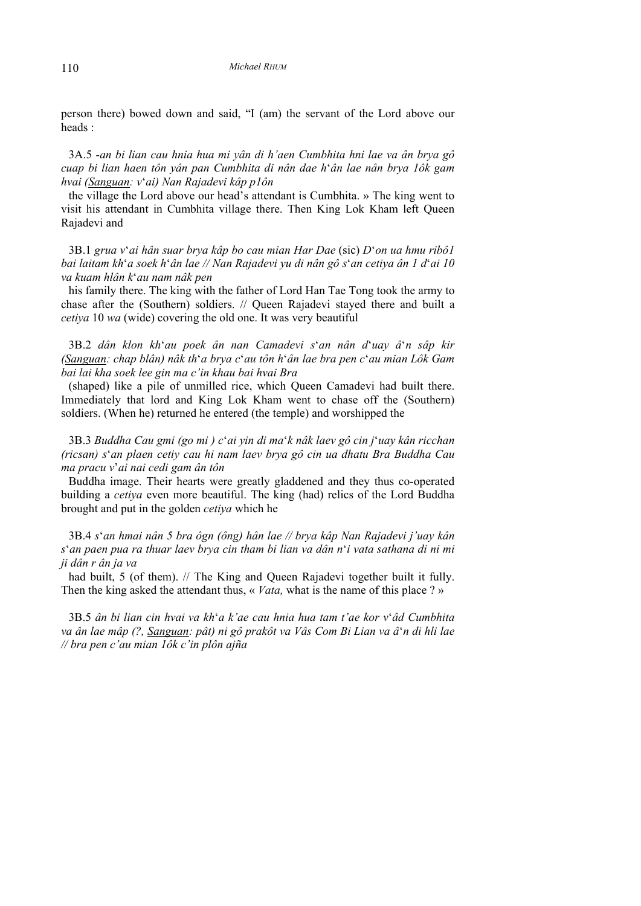person there) bowed down and said, “I (am) the servant of the Lord above our heads :

3A.5 *-an bi lian cau hnia hua mi yân di h'aen Cumbhita hni lae va ân brya gô cuap bi lian haen tôn yân pan Cumbhita di nân dae h*'*ân lae nân brya 1ôk gam hvai (*<u>*Sanguan*</u>*: v*'*ai) Nan Rajadevi kâp p1ôn*

the village the Lord above our head’s attendant is Cumbhita. » The king went to visit his attendant in Cumbhita village there. Then King Lok Kham left Queen Rajadevi and

3B.1 *grua v*'*ai hân suar brya kâp bo cau mian Har Dae* (sic) *D*'*on ua hmu ribô1 bai laitam kh*'*a soek h*'*ân lae // Nan Rajadevi yu di nân gô s*'*an cetiya ân 1 d*'*ai 10 va kuam hlân k*'*au nam nâk pen*

his family there. The king with the father of Lord Han Tae Tong took the army to chase after the (Southern) soldiers. // Queen Rajadevi stayed there and built a *cetiya* 10 *wa* (wide) covering the old one. It was very beautiful

3B.2 *dân klon kh*'*au poek ân nan Camadevi s*'*an nân d*'*uay â*'*n sâp kir (*<u>*Sanguan*</u>*: chap blân) nâk th*'*a brya c*'*au tôn h*'*ân lae bra pen c*'*au mian Lôk Gam bai lai kha soek lee gin ma c'in khau bai hvai Bra*

(shaped) like a pile of unmilled rice, which Queen Camadevi had built there. Immediately that lord and King Lok Kham went to chase off the (Southern) soldiers. (When he) returned he entered (the temple) and worshipped the

3B.3 *Buddha Cau gmi (go mi ) c*'*ai yin di ma*'*k nâk laev gô cin j*'*uay kân ricchan (ricsan) s*'*an plaen cetiy cau hi nam laev brya gô cin ua dhatu Bra Buddha Cau ma pracu v'ai nai cedi gam ân tôn*

Buddha image. Their hearts were greatly gladdened and they thus co-operated building a *cetiya* even more beautiful. The king (had) relics of the Lord Buddha brought and put in the golden *cetiya* which he

3B.4 *s*'*an hmai nân 5 bra ôgn (ông) hân lae // brya kâp Nan Rajadevi j'uay kân s*'*an paen pua ra thuar laev brya cin tham bi lian va dân n*'*i vata sathana di ni mi ji dân r ân ja va*

had built, 5 (of them). // The King and Queen Rajadevi together built it fully. Then the king asked the attendant thus, « *Vata,* what is the name of this place ? »

3B.5 *ân bi lian cin hvai va kh*'*a k'ae cau hnia hua tam t'ae kor v*'*âd Cumbhita va ân lae mâp (?,* <u>*Sanguan*</u>*: pât) ni gô prakôt va Vâs Com Bi Lian va â*'*n di hli lae // bra pen c'au mian 1ôk c'in plôn ajña*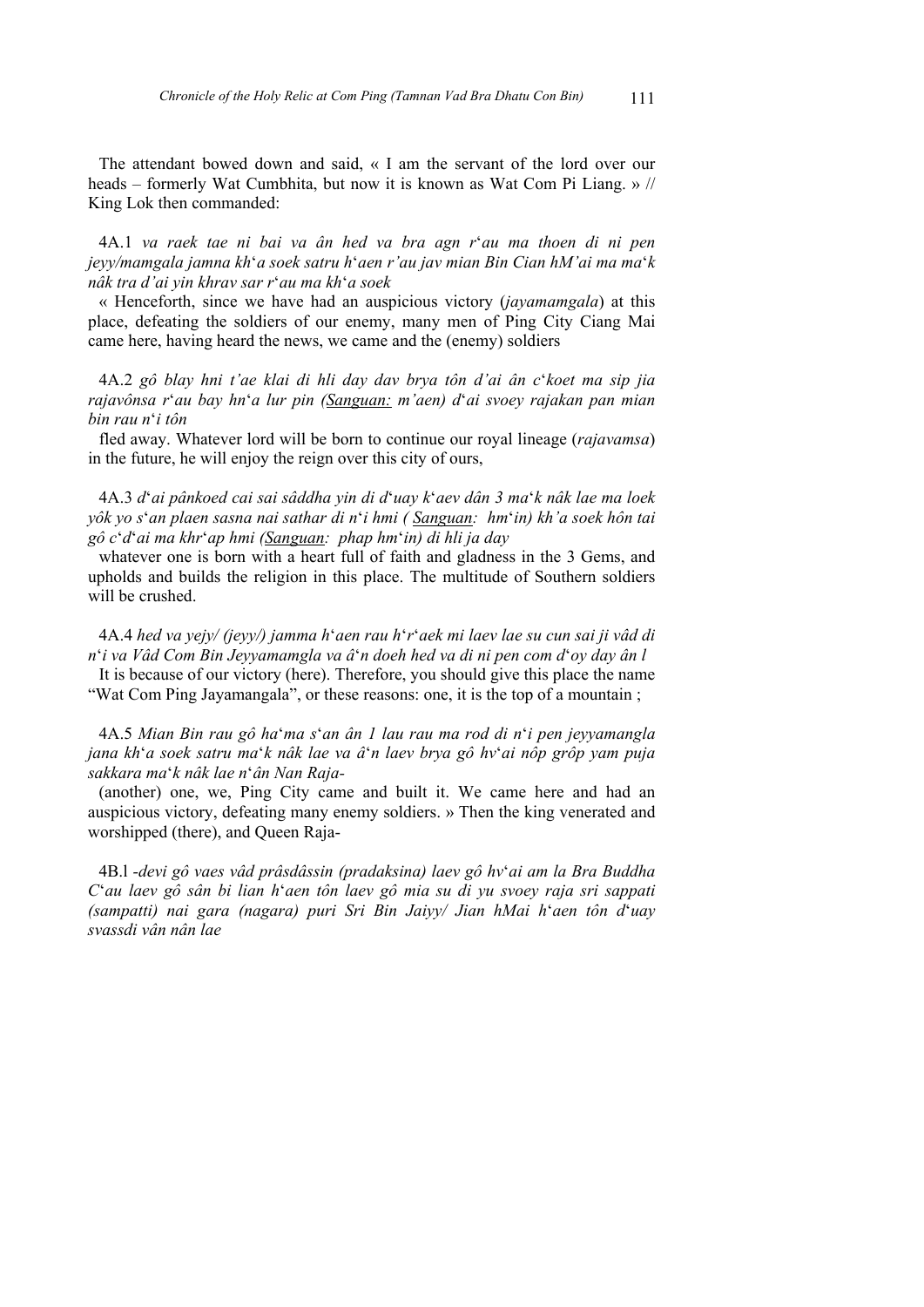The attendant bowed down and said, « I am the servant of the lord over our heads – formerly Wat Cumbhita, but now it is known as Wat Com Pi Liang. » // King Lok then commanded:

4A.1 *va raek tae ni bai va ân hed va bra agn r*‘*au ma thoen di ni pen jeyy/mamgala jamna kh*‘*a soek satru h*‘*aen r'au jav mian Bin Cian hM'ai ma ma*‘*k nâk tra d'ai yin khrav sar r*‘*au ma kh*‘*a soek*

« Henceforth, since we have had an auspicious victory (*jayamamgala*) at this place, defeating the soldiers of our enemy, many men of Ping City Ciang Mai came here, having heard the news, we came and the (enemy) soldiers

4A.2 *gô blay hni t'ae klai di hli day dav brya tôn d'ai ân c*‘*koet ma sip jia rajavônsa r*‘*au bay hn*‘*a lur pin (*<u>*Sanguan:*</u> *m'aen) d*‘*ai svoey rajakan pan mian bin rau n*‘*i tôn*

fled away. Whatever lord will be born to continue our royal lineage (*rajavamsa*) in the future, he will enjoy the reign over this city of ours,

4A.3 *d*‘*ai pânkoed cai sai sâddha yin di d*‘*uay k*‘*aev dân 3 ma*‘*k nâk lae ma loek yôk yo s*‘*an plaen sasna nai sathar di n*‘*i hmi (* <u>*Sanguan*</u>*: hm*‘*in) kh'a soek hôn tai gô c*‘*d*‘*ai ma khr*‘*ap hmi (*<u>*Sanguan*</u>*: phap hm*‘*in) di hli ja day*

whatever one is born with a heart full of faith and gladness in the 3 Gems, and upholds and builds the religion in this place. The multitude of Southern soldiers will be crushed.

4A.4 *hed va yejy/ (jeyy/) jamma h*‘*aen rau h*‘*r*‘*aek mi laev lae su cun sai ji vâd di n*‘*i va Vâd Com Bin Jeyyamamgla va â*‘*n doeh hed va di ni pen com d*‘*oy day ân l*

It is because of our victory (here). Therefore, you should give this place the name "Wat Com Ping Jayamangala", or these reasons: one, it is the top of a mountain ;

4A.5 *Mian Bin rau gô ha*‘*ma s*‘*an ân 1 lau rau ma rod di n*‘*i pen jeyyamangla jana kh*‘*a soek satru ma*‘*k nâk lae va â*‘*n laev brya gô hv*‘*ai nôp grôp yam puja sakkara ma*‘*k nâk lae n*‘*ân Nan Raja-*

(another) one, we, Ping City came and built it. We came here and had an auspicious victory, defeating many enemy soldiers. » Then the king venerated and worshipped (there), and Queen Raja-

4B.l *-devi gô vaes vâd prâsdâssin (pradaksina) laev gô hv*‘*ai am la Bra Buddha C*‘*au laev gô sân bi lian h*‘*aen tôn laev gô mia su di yu svoey raja sri sappati (sampatti) nai gara (nagara) puri Sri Bin Jaiyy/ Jian hMai h*‘*aen tôn d*‘*uay svassdi vân nân lae*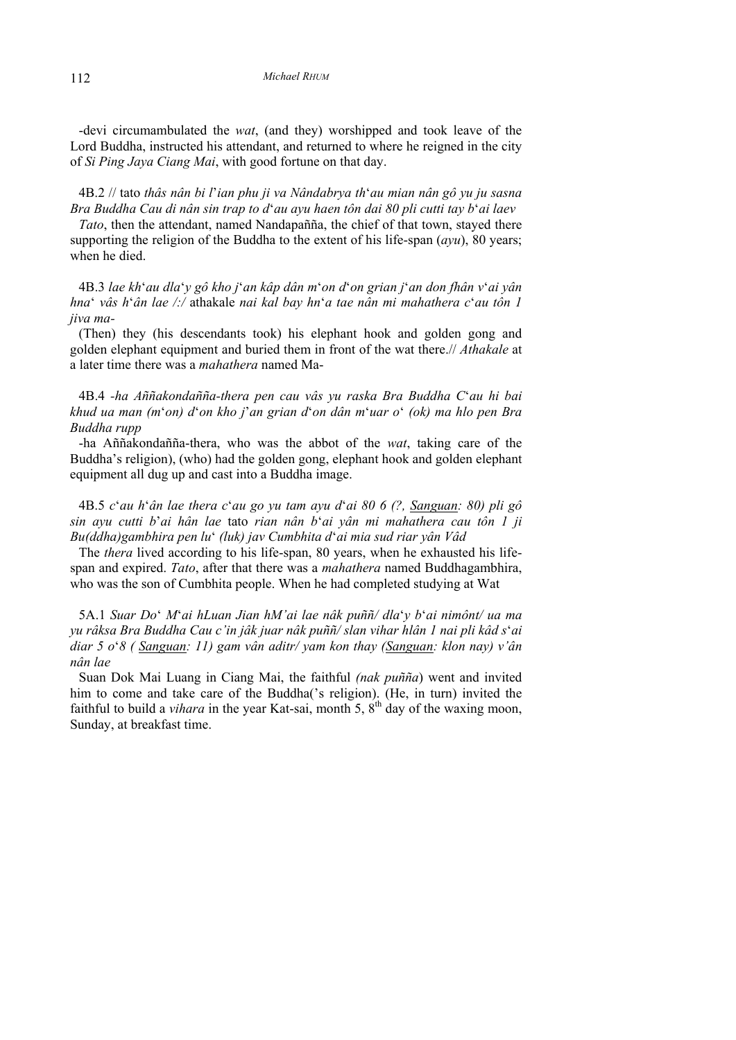-devi circumambulated the *wat*, (and they) worshipped and took leave of the Lord Buddha, instructed his attendant, and returned to where he reigned in the city of *Si Ping Jaya Ciang Mai*, with good fortune on that day.

4B.2 // tato *thâs nân bi l'ian phu ji va Nândabrya th*'*au mian nân gô yu ju sasna Bra Buddha Cau di nân sin trap to d*'*au ayu haen tôn dai 80 pli cutti tay b*'*ai laev*

*Tato*, then the attendant, named Nandapañña, the chief of that town, stayed there supporting the religion of the Buddha to the extent of his life-span (*ayu*), 80 years; when he died.

4B.3 *lae kh*'*au dla*'*y gô kho j*'*an kâp dân m*'*on d*'*on grian j*'*an don fhân v*'*ai yân hna*' *vâs h*'*ân lae /:/* athakale *nai kal bay hn*'*a tae nân mi mahathera c*'*au tôn 1 jiva ma-*

(Then) they (his descendants took) his elephant hook and golden gong and golden elephant equipment and buried them in front of the wat there.// *Athakale* at a later time there was a *mahathera* named Ma-

4B.4 *-ha Aññakondañña-thera pen cau vâs yu raska Bra Buddha C*'*au hi bai khud ua man (m*'*on) d*'*on kho j*'*an grian d*'*on dân m*'*uar o*' *(ok) ma hlo pen Bra Buddha rupp*

-ha Aññakondañña-thera, who was the abbot of the *wat*, taking care of the Buddha's religion), (who) had the golden gong, elephant hook and golden elephant equipment all dug up and cast into a Buddha image.

4B.5 *c*'*au h*'*ân lae thera c*'*au go yu tam ayu d*'*ai 80 6 (?, <u>Sanguan</u>: 80) pli gô sin ayu cutti b*'*ai hân lae* tato *rian nân b*'*ai yân mi mahathera cau tôn 1 ji Bu(ddha)gambhira pen lu*' *(luk) jav Cumbhita d*'*ai mia sud riar yân Vâd*

The *thera* lived according to his life-span, 80 years, when he exhausted his life-span and expired. *Tato*, after that there was a *mahathera* named Buddhagambhira, who was the son of Cumbhita people. When he had completed studying at Wat

5A.1 *Suar Do*' *M*'*ai hLuan Jian hM'ai lae nâk puññ/ dla*'*y b*'*ai nimônt/ ua ma yu râksa Bra Buddha Cau c'in jâk juar nâk puññ/ slan vihar hlân 1 nai pli kâd s*'*ai diar 5 o*'*8 ( <u>Sanguan</u>: 11) gam vân aditr/ yam kon thay (<u>Sanguan</u>: klon nay) v'ân nân lae*

Suan Dok Mai Luang in Ciang Mai, the faithful *(nak puñña*) went and invited him to come and take care of the Buddha('s religion). (He, in turn) invited the faithful to build a *vihara* in the year Kat-sai, month 5, 8th day of the waxing moon, Sunday, at breakfast time.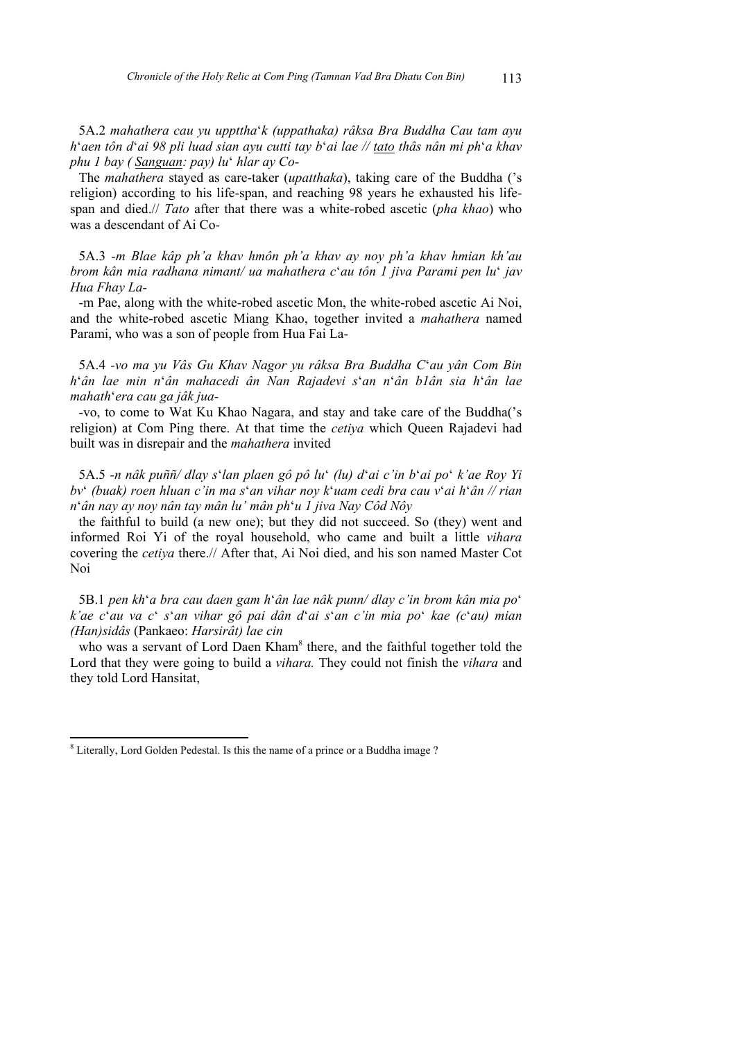5A.2 *mahathera cau yu upptthaʻk (uppathaka) râksa Bra Buddha Cau tam ayu hʻaen tôn dʻai 98 pli luad sian ayu cutti tay bʻai lae // <u>tato</u> thâs nân mi phʻa khav phu 1 bay ( <u>Sanguan</u>: pay) luʻ hlar ay Co-*

The *mahathera* stayed as care-taker (*upatthaka*), taking care of the Buddha ('s religion) according to his life-span, and reaching 98 years he exhausted his life-span and died.// *Tato* after that there was a white-robed ascetic (*pha khao*) who was a descendant of Ai Co-

5A.3 *-m Blae kâp ph'a khav hmôn ph'a khav ay noy ph'a khav hmian kh'au brom kân mia radhana nimant/ ua mahathera cʻau tôn 1 jiva Parami pen luʻ jav Hua Fhay La-*

-m Pae, along with the white-robed ascetic Mon, the white-robed ascetic Ai Noi, and the white-robed ascetic Miang Khao, together invited a *mahathera* named Parami, who was a son of people from Hua Fai La-

5A.4 *-vo ma yu Vâs Gu Khav Nagor yu râksa Bra Buddha Cʻau yân Com Bin hʻân lae min nʻân mahacedi ân Nan Rajadevi sʻan nʻân b1ân sia hʻân lae mahathʻera cau ga jâk jua-*

-vo, to come to Wat Ku Khao Nagara, and stay and take care of the Buddha('s religion) at Com Ping there. At that time the *cetiya* which Queen Rajadevi had built was in disrepair and the *mahathera* invited

5A.5 *-n nâk puññ/ dlay sʻlan plaen gô pô luʻ (lu) dʻai c'in bʻai poʻ k'ae Roy Yi bvʻ (buak) roen hluan c'in ma sʻan vihar noy kʻuam cedi bra cau vʻai hʻân // rian nʻân nay ay noy nân tay mân lu' mân phʻu 1 jiva Nay Côd Nôy*

the faithful to build (a new one); but they did not succeed. So (they) went and informed Roi Yi of the royal household, who came and built a little *vihara* covering the *cetiya* there.// After that, Ai Noi died, and his son named Master Cot Noi

5B.1 *pen khʻa bra cau daen gam hʻân lae nâk punn/ dlay c'in brom kân mia poʻ k'ae cʻau va cʻ sʻan vihar gô pai dân dʻai sʻan c'in mia poʻ kae (cʻau) mian (Han)sidâs* (Pankaeo: *Harsirât) lae cin*

who was a servant of Lord Daen Kham[8] there, and the faithful together told the Lord that they were going to build a *vihara.* They could not finish the *vihara* and they told Lord Hansitat,

[8] Literally, Lord Golden Pedestal. Is this the name of a prince or a Buddha image ?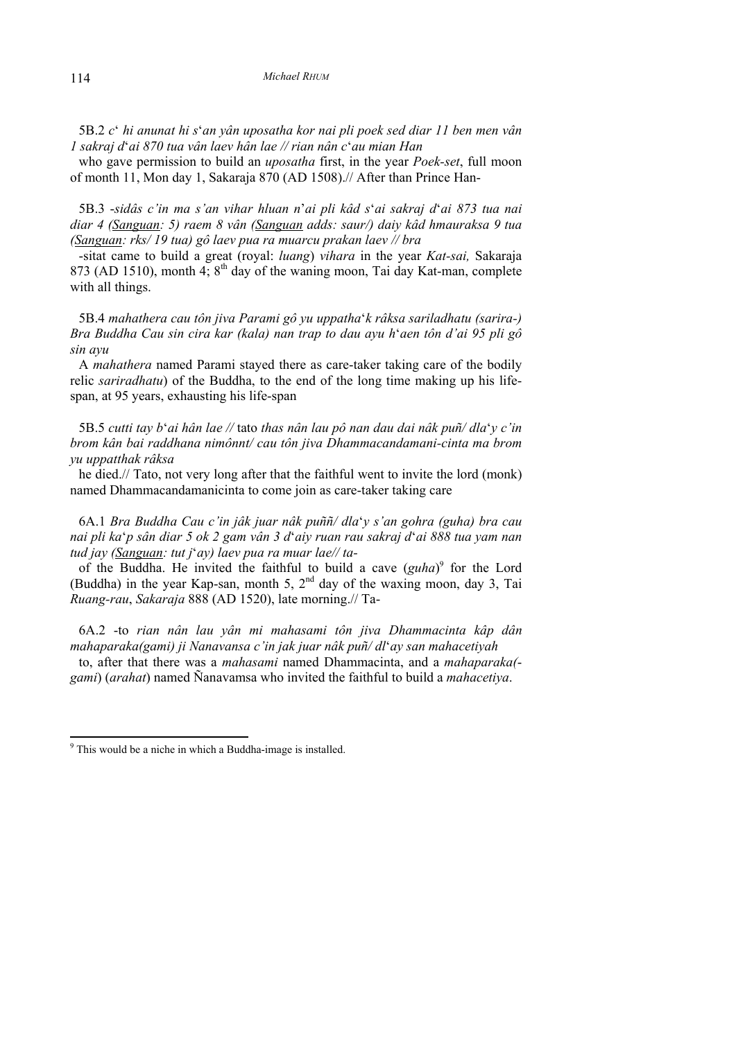5B.2 *c*' *hi anunat hi s*'*an yân uposatha kor nai pli poek sed diar 11 ben men vân 1 sakraj d*'*ai 870 tua vân laev hân lae // rian nân c*'*au mian Han*

who gave permission to build an *uposatha* first, in the year *Poek-set*, full moon of month 11, Mon day 1, Sakaraja 870 (AD 1508).// After than Prince Han-

5B.3 *-sidâs c'in ma s'an vihar hluan n*'*ai pli kâd s*'*ai sakraj d*'*ai 873 tua nai diar 4 (<u>Sanguan</u>: 5) raem 8 vân (<u>Sanguan</u> adds: saur/) daiy kâd hmauraksa 9 tua (<u>Sanguan</u>: rks/ 19 tua) gô laev pua ra muarcu prakan laev // bra*

-sitat came to build a great (royal: *luang*) *vihara* in the year *Kat-sai,* Sakaraja 873 (AD 1510), month 4; 8th day of the waning moon, Tai day Kat-man, complete with all things.

5B.4 *mahathera cau tôn jiva Parami gô yu uppatha*'*k râksa sariladhatu (sarira-) Bra Buddha Cau sin cira kar (kala) nan trap to dau ayu h*'*aen tôn d'ai 95 pli gô sin ayu*

A *mahathera* named Parami stayed there as care-taker taking care of the bodily relic *sariradhatu*) of the Buddha, to the end of the long time making up his life-span, at 95 years, exhausting his life-span

5B.5 *cutti tay b*'*ai hân lae //* tato *thas nân lau pô nan dau dai nâk puñ/ dla*'*y c'in brom kân bai raddhana nimônnt/ cau tôn jiva Dhammacandamani-cinta ma brom yu uppatthak râksa*

he died.// Tato, not very long after that the faithful went to invite the lord (monk) named Dhammacandamanicinta to come join as care-taker taking care

6A.1 *Bra Buddha Cau c'in jâk juar nâk puññ/ dla*'*y s'an gohra (guha) bra cau nai pli ka*'*p sân diar 5 ok 2 gam vân 3 d*'*aiy ruan rau sakraj d*'*ai 888 tua yam nan tud jay (<u>Sanguan</u>: tut j*'*ay) laev pua ra muar lae// ta-*

of the Buddha. He invited the faithful to build a cave (*guha*)[9] for the Lord (Buddha) in the year Kap-san, month 5, 2nd day of the waxing moon, day 3, Tai *Ruang-rau*, *Sakaraja* 888 (AD 1520), late morning.// Ta-

6A.2 -to *rian nân lau yân mi mahasami tôn jiva Dhammacinta kâp dân mahaparaka(gami) ji Nanavansa c'in jak juar nâk puñ/ dl*'*ay san mahacetiyah*

to, after that there was a *mahasami* named Dhammacinta, and a *mahaparaka(-gami*) (*arahat*) named Ñanavamsa who invited the faithful to build a *mahacetiya*.

---

[9] This would be a niche in which a Buddha-image is installed.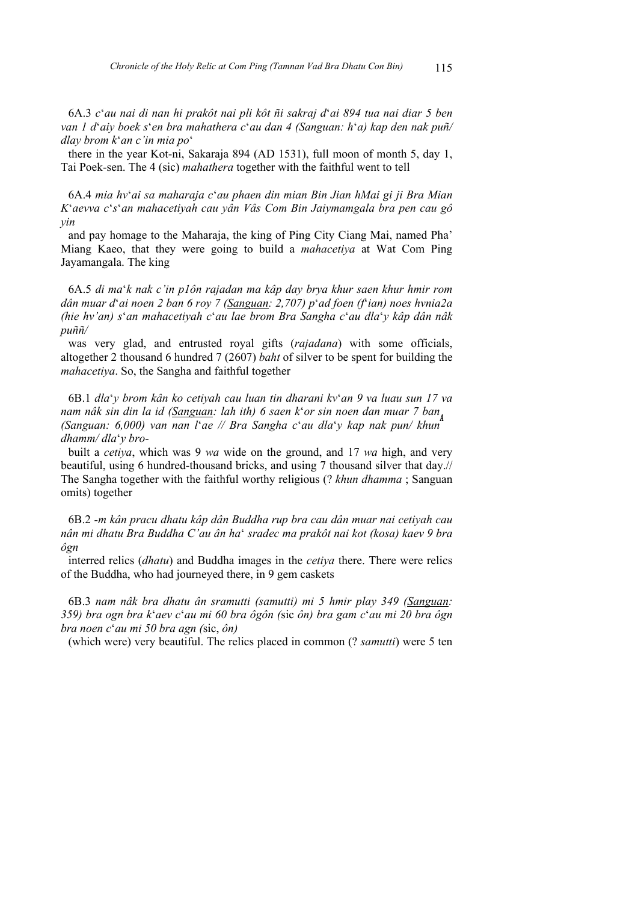6A.3 *c'au nai di nan hi prakôt nai pli kôt ñi sakraj d'ai 894 tua nai diar 5 ben van 1 d'aiy boek s'en bra mahathera c'au dan 4 (Sanguan: h'a) kap den nak puñ/ dlay brom k'an c'in mia po'*

there in the year Kot-ni, Sakaraja 894 (AD 1531), full moon of month 5, day 1, Tai Poek-sen. The 4 (sic) *mahathera* together with the faithful went to tell

6A.4 *mia hv'ai sa maharaja c'au phaen din mian Bin Jian hMai gi ji Bra Mian K'aevva c's'an mahacetiyah cau yân Vâs Com Bin Jaiymamgala bra pen cau gô yin*

and pay homage to the Maharaja, the king of Ping City Ciang Mai, named Pha' Miang Kaeo, that they were going to build a *mahacetiya* at Wat Com Ping Jayamangala. The king

6A.5 *di ma'k nak c'in p1ôn rajadan ma kâp day brya khur saen khur hmir rom dân muar d'ai noen 2 ban 6 roy 7 (Sanguan: 2,707) p'ad foen (f'ian) noes hvnia2a (hie hv'an) s'an mahacetiyah c'au lae brom Bra Sangha c'au dla'y kâp dân nâk puññ/*

was very glad, and entrusted royal gifts (*rajadana*) with some officials, altogether 2 thousand 6 hundred 7 (2607) *baht* of silver to be spent for building the *mahacetiya*. So, the Sangha and faithful together

6B.1 *dla'y brom kân ko cetiyah cau luan tin dharani kv'an 9 va luau sun 17 va nam nâk sin din la id (Sanguan: lah ith) 6 saen k'or sin noen dan muar 7 ban (Sanguan: 6,000) van nan l'ae // Bra Sangha c'au dla'y kap nak pun/ khun dhamm/ dla'y bro-*

built a *cetiya*, which was 9 *wa* wide on the ground, and 17 *wa* high, and very beautiful, using 6 hundred-thousand bricks, and using 7 thousand silver that day.// The Sangha together with the faithful worthy religious (? *khun dhamma* ; Sanguan omits) together

6B.2 *-m kân pracu dhatu kâp dân Buddha rup bra cau dân muar nai cetiyah cau nân mi dhatu Bra Buddha C'au ân ha' sradec ma prakôt nai kot (kosa) kaev 9 bra ôgn*

interred relics (*dhatu*) and Buddha images in the *cetiya* there. There were relics of the Buddha, who had journeyed there, in 9 gem caskets

6B.3 *nam nâk bra dhatu ân sramutti (samutti) mi 5 hmir play 349 (Sanguan: 359) bra ogn bra k'aev c'au mi 60 bra ôgôn (*sic *ôn) bra gam c'au mi 20 bra ôgn bra noen c'au mi 50 bra agn (*sic, *ôn)*

(which were) very beautiful. The relics placed in common (? *samutti*) were 5 ten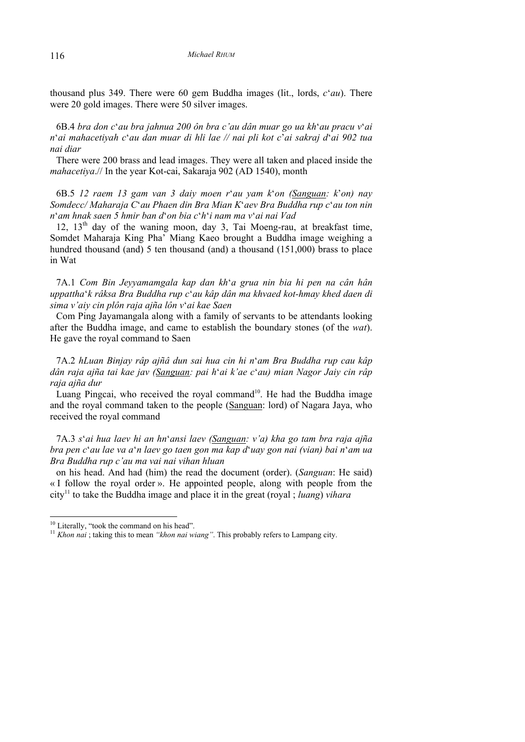thousand plus 349. There were 60 gem Buddha images (lit., lords, *c*'*au*). There were 20 gold images. There were 50 silver images.

6B.4 *bra don c*'*au bra jahnua 200 ôn bra c'au dân muar go ua kh*'*au pracu v*'*ai n*'*ai mahacetiyah c*'*au dan muar di hli lae // nai pli kot c*'*ai sakraj d*'*ai 902 tua nai diar*

There were 200 brass and lead images. They were all taken and placed inside the *mahacetiya*.// In the year Kot-cai, Sakaraja 902 (AD 1540), month

6B.5 *12 raem 13 gam van 3 daiy moen r*'*au yam k*'*on (<u>Sanguan</u>: k*'*on) nay Somdecc/ Maharaja C*'*au Phaen din Bra Mian K*'*aev Bra Buddha rup c*'*au ton nin n*'*am hnak saen 5 hmir ban d*'*on bia c*'*h*'*i nam ma v*'*ai nai Vad*

12, 13th day of the waning moon, day 3, Tai Moeng-rau, at breakfast time, Somdet Maharaja King Pha' Miang Kaeo brought a Buddha image weighing a hundred thousand (and) 5 ten thousand (and) a thousand (151,000) brass to place in Wat

7A.1 *Com Bin Jeyyamamgala kap dan kh*'*a grua nin bia hi pen na cân hân uppattha*'*k râksa Bra Buddha rup c*'*au kâp dân ma khvaed kot-hmay khed daen di sima v'aiy cin plôn raja ajña lôn v*'*ai kae Saen*

Com Ping Jayamangala along with a family of servants to be attendants looking after the Buddha image, and came to establish the boundary stones (of the *wat*). He gave the royal command to Saen

7A.2 *hLuan Binjay râp ajñâ dun sai hua cin hi n*'*am Bra Buddha rup cau kâp dân raja ajña tai kae jav (<u>Sanguan</u>: pai h*'*ai k'ae c*'*au) mian Nagor Jaiy cin râp raja ajña dur*

Luang Pingcai, who received the royal command[10]. He had the Buddha image and the royal command taken to the people (<u>Sanguan</u>: lord) of Nagara Jaya, who received the royal command

7A.3 *s*'*ai hua laev hi an hn*'*ansi laev (<u>Sanguan</u>: v'a) kha go tam bra raja ajña bra pen c*'*au lae va a*'*n laev go taen gon ma kap d*'*uay gon nai (vian) bai n*'*am ua Bra Buddha rup c'au ma vai nai vihan hluan*

on his head. And had (him) the read the document (order). (*Sanguan*: He said) « I follow the royal order ». He appointed people, along with people from the city[11] to take the Buddha image and place it in the great (royal ; *luang*) *vihara*

---

[10] Literally, "took the command on his head".

[11] *Khon nai* ; taking this to mean *"khon nai wiang"*. This probably refers to Lampang city.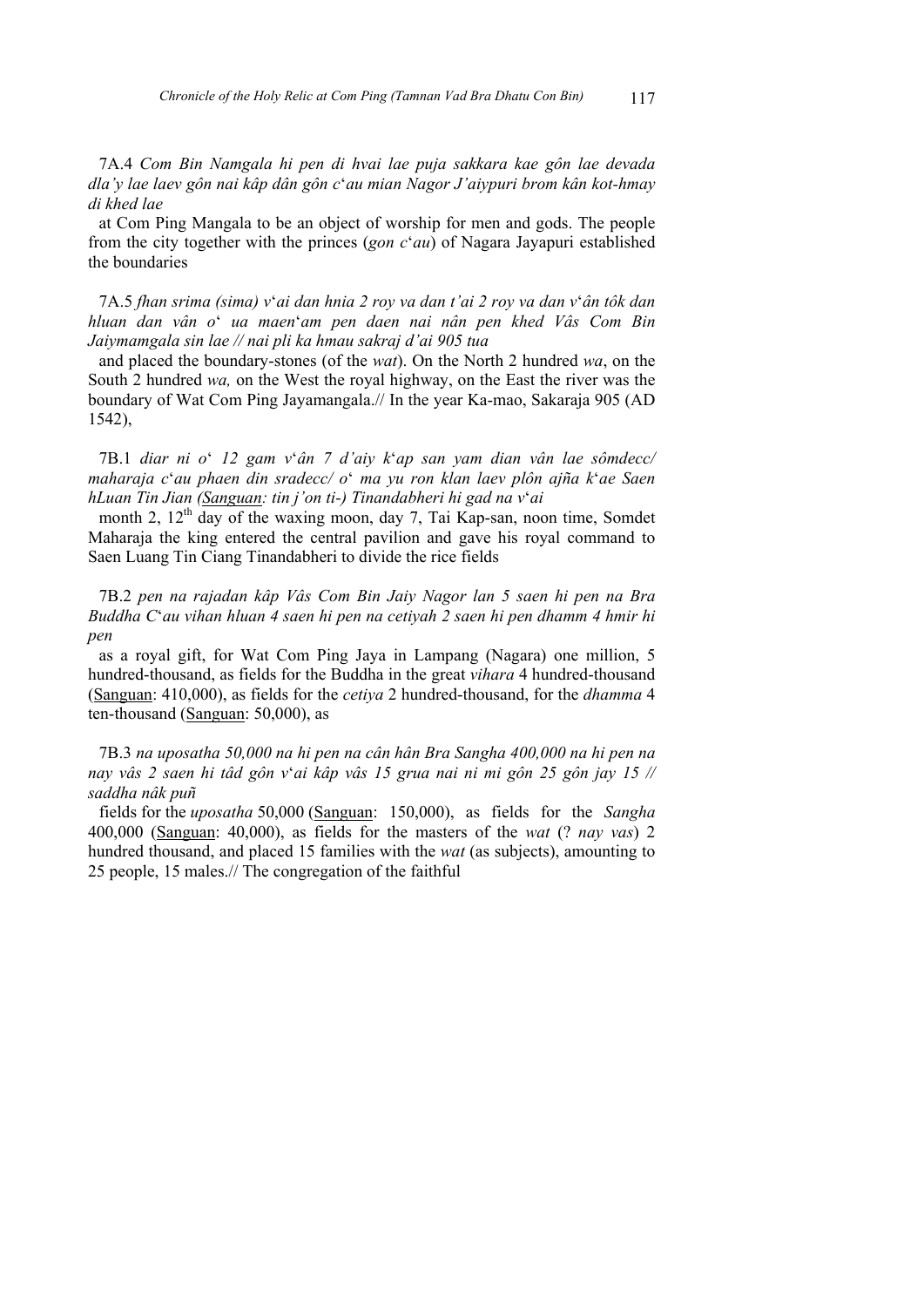7A.4 *Com Bin Namgala hi pen di hvai lae puja sakkara kae gôn lae devada dla'y lae laev gôn nai kâp dân gôn c'au mian Nagor J'aiypuri brom kân kot-hmay di khed lae*

at Com Ping Mangala to be an object of worship for men and gods. The people from the city together with the princes (*gon c'au*) of Nagara Jayapuri established the boundaries

7A.5 *fhan srima (sima) v'ai dan hnia 2 roy va dan t'ai 2 roy va dan v'ân tôk dan hluan dan vân o' ua maen'am pen daen nai nân pen khed Vâs Com Bin Jaiymamgala sin lae // nai pli ka hmau sakraj d'ai 905 tua*

and placed the boundary-stones (of the *wat*). On the North 2 hundred *wa*, on the South 2 hundred *wa,* on the West the royal highway, on the East the river was the boundary of Wat Com Ping Jayamangala.// In the year Ka-mao, Sakaraja 905 (AD 1542),

7B.1 *diar ni o' 12 gam v'ân 7 d'aiy k'ap san yam dian vân lae sômdecc/ maharaja c'au phaen din sradecc/ o' ma yu ron klan laev plôn ajña k'ae Saen hLuan Tin Jian (<u>Sanguan</u>: tin j'on ti-) Tinandabheri hi gad na v'ai*

month 2, 12th day of the waxing moon, day 7, Tai Kap-san, noon time, Somdet Maharaja the king entered the central pavilion and gave his royal command to Saen Luang Tin Ciang Tinandabheri to divide the rice fields

7B.2 *pen na rajadan kâp Vâs Com Bin Jaiy Nagor lan 5 saen hi pen na Bra Buddha C'au vihan hluan 4 saen hi pen na cetiyah 2 saen hi pen dhamm 4 hmir hi pen*

as a royal gift, for Wat Com Ping Jaya in Lampang (Nagara) one million, 5 hundred-thousand, as fields for the Buddha in the great *vihara* 4 hundred-thousand (<u>Sanguan</u>: 410,000), as fields for the *cetiya* 2 hundred-thousand, for the *dhamma* 4 ten-thousand (<u>Sanguan</u>: 50,000), as

7B.3 *na uposatha 50,000 na hi pen na cân hân Bra Sangha 400,000 na hi pen na nay vâs 2 saen hi tâd gôn v'ai kâp vâs 15 grua nai ni mi gôn 25 gôn jay 15 // saddha nâk puñ*

fields for the *uposatha* 50,000 (<u>Sanguan</u>: 150,000), as fields for the *Sangha* 400,000 (<u>Sanguan</u>: 40,000), as fields for the masters of the *wat* (? *nay vas*) 2 hundred thousand, and placed 15 families with the *wat* (as subjects), amounting to 25 people, 15 males.// The congregation of the faithful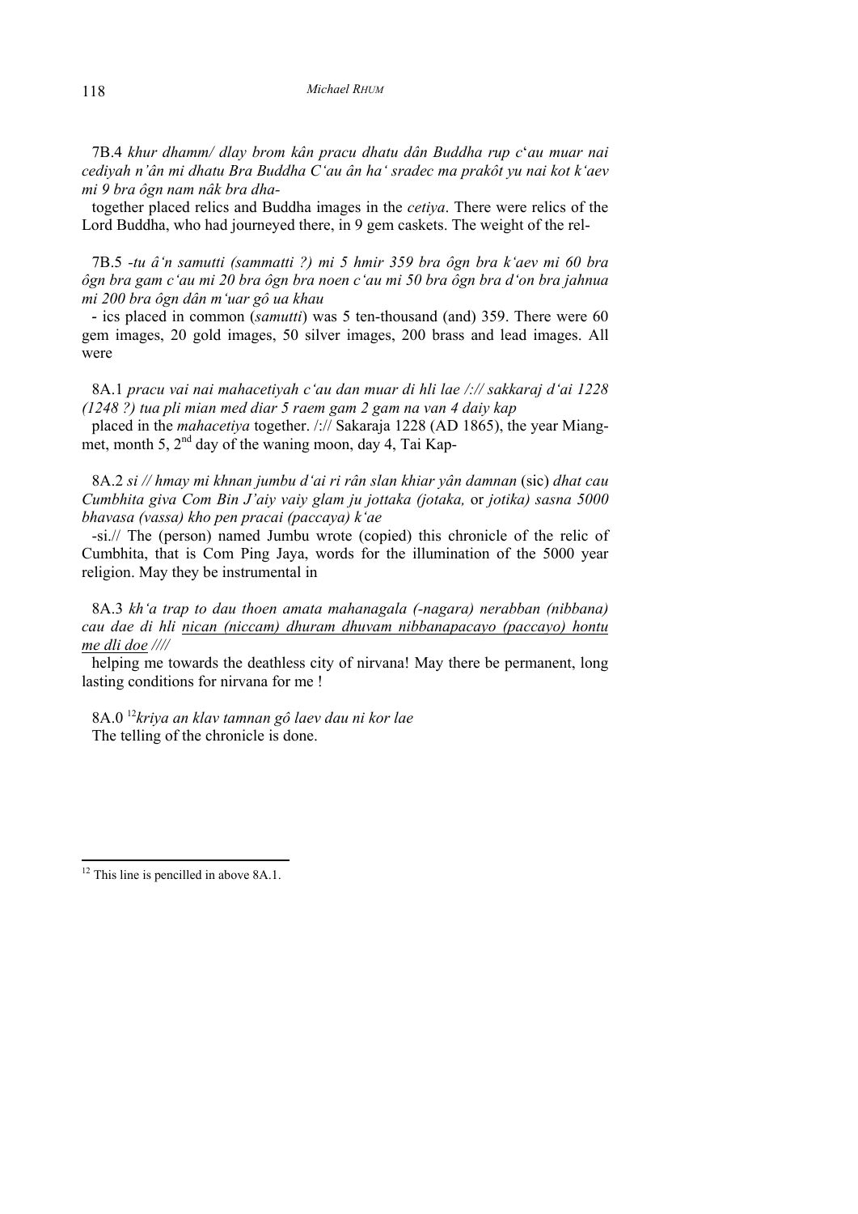7B.4 *khur dhamm/ dlay brom kân pracu dhatu dân Buddha rup c'au muar nai cediyah n'ân mi dhatu Bra Buddha C'au ân ha' sradec ma prakôt yu nai kot k'aev mi 9 bra ôgn nam nâk bra dha-*

together placed relics and Buddha images in the *cetiya*. There were relics of the Lord Buddha, who had journeyed there, in 9 gem caskets. The weight of the rel-

7B.5 *-tu â'n samutti (sammatti ?) mi 5 hmir 359 bra ôgn bra k'aev mi 60 bra ôgn bra gam c'au mi 20 bra ôgn bra noen c'au mi 50 bra ôgn bra d'on bra jahnua mi 200 bra ôgn dân m'uar gô ua khau*

- ics placed in common (*samutti*) was 5 ten-thousand (and) 359. There were 60 gem images, 20 gold images, 50 silver images, 200 brass and lead images. All were

8A.1 *pracu vai nai mahacetiyah c'au dan muar di hli lae /:// sakkaraj d'ai 1228 (1248 ?) tua pli mian med diar 5 raem gam 2 gam na van 4 daiy kap*

placed in the *mahacetiya* together. /:// Sakaraja 1228 (AD 1865), the year Miang-met, month 5, 2nd day of the waning moon, day 4, Tai Kap-

8A.2 *si // hmay mi khnan jumbu d'ai ri rân slan khiar yân damnan* (sic) *dhat cau Cumbhita giva Com Bin J'aiy vaiy glam ju jottaka (jotaka,* or *jotika) sasna 5000 bhavasa (vassa) kho pen pracai (paccaya) k'ae*

-si.// The (person) named Jumbu wrote (copied) this chronicle of the relic of Cumbhita, that is Com Ping Jaya, words for the illumination of the 5000 year religion. May they be instrumental in

8A.3 *kh'a trap to dau thoen amata mahanagala (-nagara) nerabban (nibbana) cau dae di hli <u>nican (niccam) dhuram dhuvam nibbanapacayo (paccayo) hontu me dli doe</u> ////*

helping me towards the deathless city of nirvana! May there be permanent, long lasting conditions for nirvana for me !

8A.0 [12]*kriya an klav tamnan gô laev dau ni kor lae*

The telling of the chronicle is done.

[12] This line is pencilled in above 8A.1.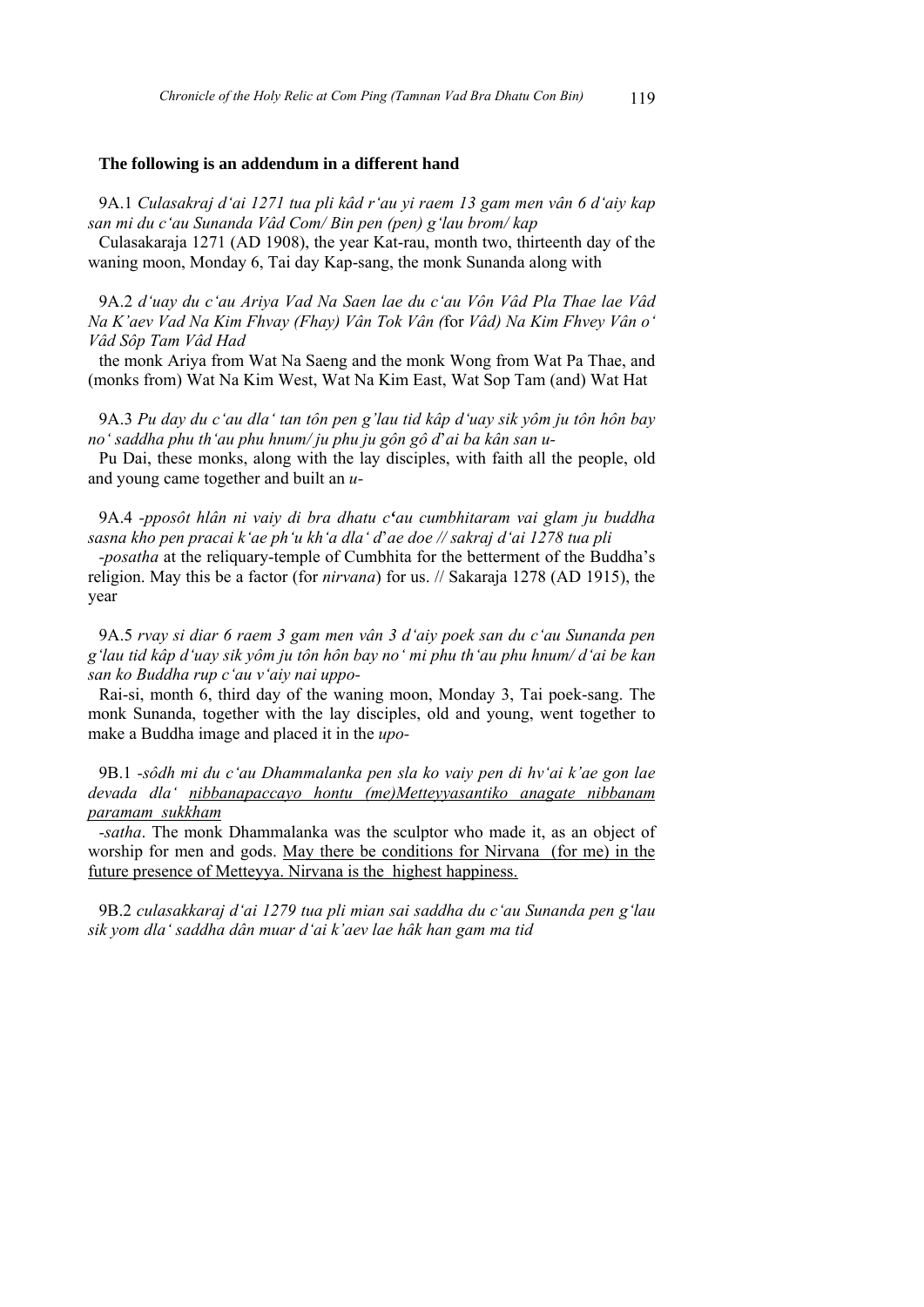**The following is an addendum in a different hand**

9A.1 *Culasakraj d'ai 1271 tua pli kâd r'au yi raem 13 gam men vân 6 d'aiy kap san mi du c'au Sunanda Vâd Com/ Bin pen (pen) g'lau brom/ kap*

Culasakaraja 1271 (AD 1908), the year Kat-rau, month two, thirteenth day of the waning moon, Monday 6, Tai day Kap-sang, the monk Sunanda along with

9A.2 *d'uay du c'au Ariya Vad Na Saen lae du c'au Vôn Vâd Pla Thae lae Vâd Na K'aev Vad Na Kim Fhvay (Fhay) Vân Tok Vân (*for *Vâd) Na Kim Fhvey Vân o' Vâd Sôp Tam Vâd Had*

the monk Ariya from Wat Na Saeng and the monk Wong from Wat Pa Thae, and (monks from) Wat Na Kim West, Wat Na Kim East, Wat Sop Tam (and) Wat Hat

9A.3 *Pu day du c'au dla' tan tôn pen g'lau tid kâp d'uay sik yôm ju tôn hôn bay no' saddha phu th'au phu hnum/ ju phu ju gôn gô d'ai ba kân san u-*

Pu Dai, these monks, along with the lay disciples, with faith all the people, old and young came together and built an *u-*

9A.4 *-pposôt hlân ni vaiy di bra dhatu c'au cumbhitaram vai glam ju buddha sasna kho pen pracai k'ae ph'u kh'a dla' d'ae doe // sakraj d'ai 1278 tua pli*

*-posatha* at the reliquary-temple of Cumbhita for the betterment of the Buddha's religion. May this be a factor (for *nirvana*) for us. // Sakaraja 1278 (AD 1915), the year

9A.5 *rvay si diar 6 raem 3 gam men vân 3 d'aiy poek san du c'au Sunanda pen g'lau tid kâp d'uay sik yôm ju tôn hôn bay no' mi phu th'au phu hnum/ d'ai be kan san ko Buddha rup c'au v'aiy nai uppo-*

Rai-si, month 6, third day of the waning moon, Monday 3, Tai poek-sang. The monk Sunanda, together with the lay disciples, old and young, went together to make a Buddha image and placed it in the *upo-*

9B.1 *-sôdh mi du c'au Dhammalanka pen sla ko vaiy pen di hv'ai k'ae gon lae devada dla' nibbanapaccayo hontu (me)Metteyyasantiko anagate nibbanam paramam sukkham*

*-satha*. The monk Dhammalanka was the sculptor who made it, as an object of worship for men and gods. May there be conditions for Nirvana (for me) in the future presence of Metteyya. Nirvana is the highest happiness.

9B.2 *culasakkaraj d'ai 1279 tua pli mian sai saddha du c'au Sunanda pen g'lau sik yom dla' saddha dân muar d'ai k'aev lae hâk han gam ma tid*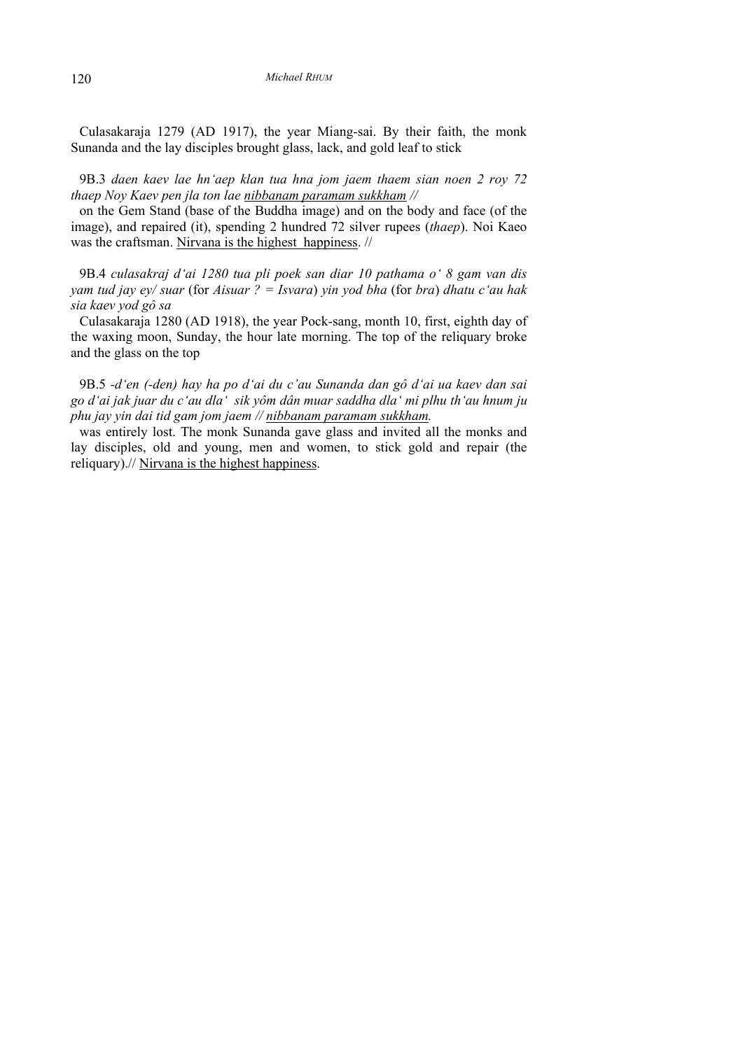Culasakaraja 1279 (AD 1917), the year Miang-sai. By their faith, the monk Sunanda and the lay disciples brought glass, lack, and gold leaf to stick

9B.3 *daen kaev lae hn'aep klan tua hna jom jaem thaem sian noen 2 roy 72 thaep Noy Kaev pen jla ton lae nibbanam paramam sukkham //*

on the Gem Stand (base of the Buddha image) and on the body and face (of the image), and repaired (it), spending 2 hundred 72 silver rupees (*thaep*). Noi Kaeo was the craftsman. Nirvana is the highest happiness. //

9B.4 *culasakraj d'ai 1280 tua pli poek san diar 10 pathama o' 8 gam van dis yam tud jay ey/ suar* (for *Aisuar ? = Isvara*) *yin yod bha* (for *bra*) *dhatu c'au hak sia kaev yod gô sa*

Culasakaraja 1280 (AD 1918), the year Pock-sang, month 10, first, eighth day of the waxing moon, Sunday, the hour late morning. The top of the reliquary broke and the glass on the top

9B.5 *-d'en (-den) hay ha po d'ai du c'au Sunanda dan gô d'ai ua kaev dan sai go d'ai jak juar du c'au dla' sik yôm dân muar saddha dla' mi plhu th'au hnum ju phu jay yin dai tid gam jom jaem // nibbanam paramam sukkham.*

was entirely lost. The monk Sunanda gave glass and invited all the monks and lay disciples, old and young, men and women, to stick gold and repair (the reliquary).// Nirvana is the highest happiness.